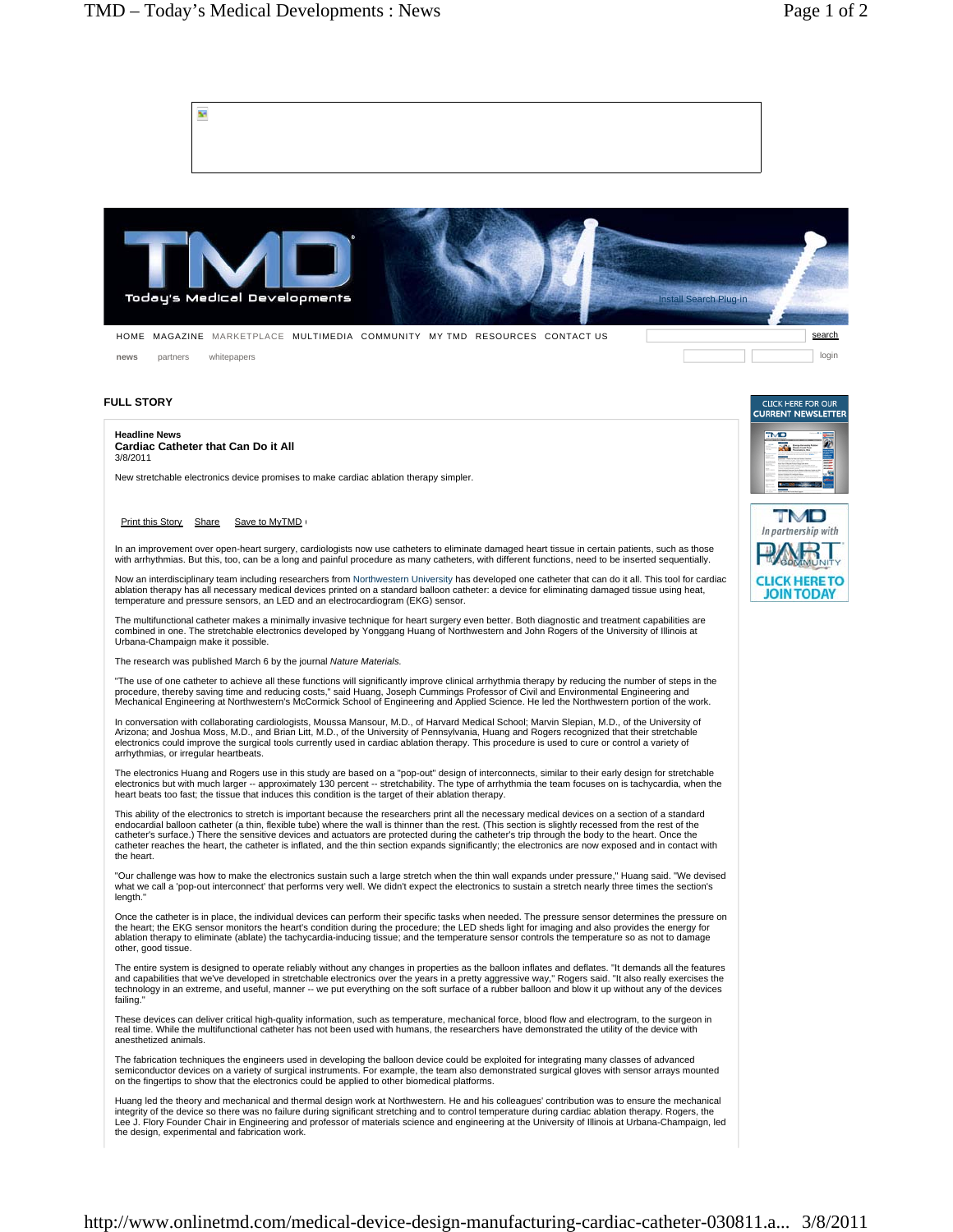HOME MAGAZINE MARKETPLACE MULTIMEDIA COMMUNITY MY TMD RESOURCES CONTACT US

news partners whitepapers

## FULL STORY

**Headline News**

### Cardiac Catheter that Can Do it All

3/8/2011

New stretchable electronics device promises to make cardiac ablation therapy simpler.

Print this Story Share Save to MyTMD

In an improvement over open-heart surgery, cardiologists now use catheters to eliminate damaged heart tissue in certain patients, such as those with arrhythmias. But this, too, can be a long and painful procedure as many catheters, with different functions, need to be inserted sequentially.

Now an interdisciplinary team including researchers from Northwestern University has developed one catheter that can do it all. This tool for cardiac ablation therapy has all necessary medical devices printed on a standard balloon catheter: a device for eliminating damaged tissue using heat, temperature and pressure sensors, an LED and an electrocardiogram (EKG) sensor.

The multifunctional catheter makes a minimally invasive technique for heart surgery even better. Both diagnostic and treatment capabilities are combined in one. The stretchable electronics developed by Yonggang Huang of Northwestern and John Rogers of the University of Illinois at Urbana-Champaign make it possible.

The research was published March 6 by the journal *Nature Materials.*

"The use of one catheter to achieve all these functions will significantly improve clinical arrhythmia therapy by reducing the number of steps in the procedure, thereby saving time and reducing costs," said Huang, Joseph Cummings Professor of Civil and Environmental Engineering and Mechanical Engineering at Northwestern's McCormick School of Engineering and Applied Science. He led the Northwestern portion of the work.

In conversation with collaborating cardiologists, Moussa Mansour, M.D., of Harvard Medical School; Marvin Slepian, M.D., of the University of Arizona; and Joshua Moss, M.D., and Brian Litt, M.D., of the University of Pennsylvania, Huang and Rogers recognized that their stretchable electronics could improve the surgical tools currently used in cardiac ablation therapy. This procedure is used to cure or control a variety of arrhythmias, or irregular heartbeats.

The electronics Huang and Rogers use in this study are based on a "pop-out" design of interconnects, similar to their early design for stretchable electronics but with much larger -- approximately 130 percent -- stretchability. The type of arrhythmia the team focuses on is tachycardia, when the heart beats too fast; the tissue that induces this condition is the target of their ablation therapy.

This ability of the electronics to stretch is important because the researchers print all the necessary medical devices on a section of a standard endocardial balloon catheter (a thin, flexible tube) where the wall is thinner than the rest. (This section is slightly recessed from the rest of the catheter's surface.) There the sensitive devices and actuators are protected during the catheter's trip through the body to the heart. Once the catheter reaches the heart, the catheter is inflated, and the thin section expands significantly; the electronics are now exposed and in contact with the heart.

"Our challenge was how to make the electronics sustain such a large stretch when the thin wall expands under pressure," Huang said. "We devised what we call a 'pop-out interconnect' that performs very well. We didn't expect the electronics to sustain a stretch nearly three times the section's length."

Once the catheter is in place, the individual devices can perform their specific tasks when needed. The pressure sensor determines the pressure on the heart; the EKG sensor monitors the heart's condition during the procedure; the LED sheds light for imaging and also provides the energy for ablation therapy to eliminate (ablate) the tachycardia-inducing tissue; and the temperature sensor controls the temperature so as not to damage other, good tissue.

The entire system is designed to operate reliably without any changes in properties as the balloon inflates and deflates. "It demands all the features and capabilities that we've developed in stretchable electronics over the years in a pretty aggressive way," Rogers said. "It also really exercises the technology in an extreme, and useful, manner -- we put everything on the soft surface of a rubber balloon and blow it up without any of the devices failing."

These devices can deliver critical high-quality information, such as temperature, mechanical force, blood flow and electrogram, to the surgeon in real time. While the multifunctional catheter has not been used with humans, the researchers have demonstrated the utility of the device with anesthetized animals.

The fabrication techniques the engineers used in developing the balloon device could be exploited for integrating many classes of advanced semiconductor devices on a variety of surgical instruments. For example, the team also demonstrated surgical gloves with sensor arrays mounted on the fingertips to show that the electronics could be applied to other biomedical platforms.

Huang led the theory and mechanical and thermal design work at Northwestern. He and his colleagues' contribution was to ensure the mechanical integrity of the device so there was no failure during significant stretching and to control temperature during cardiac ablation therapy. Rogers, the Lee J. Flory Founder Chair in Engineering and professor of materials science and engineering at the University of Illinois at Urbana-Champaign, led the design, experimental and fabrication work.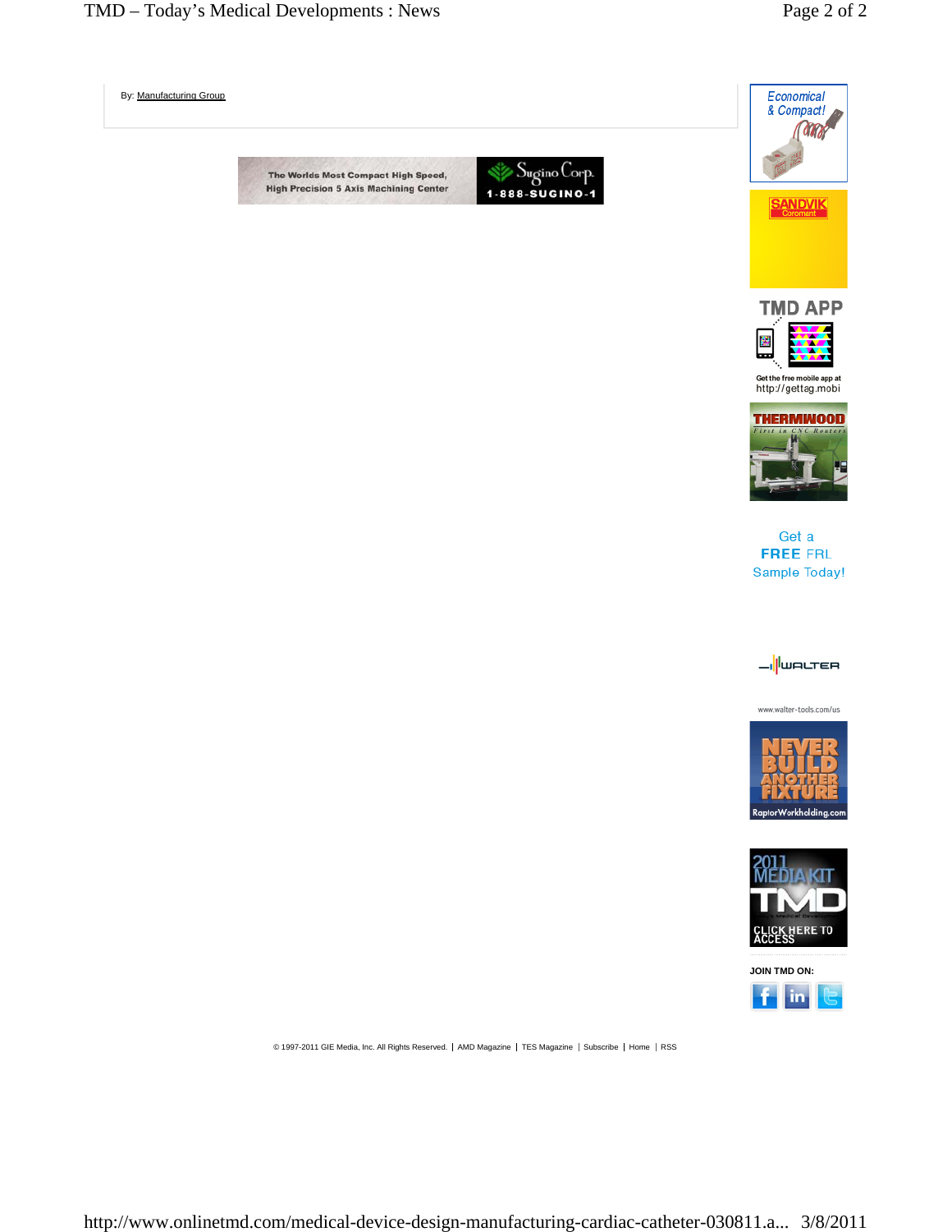By: Manufacturing Group

The Worlds Most Compact High Speed, High Precision 5 Axis Machining Center

Sugino Corp. 1-888-SUGINO-1

Economical & Compact!

SANDVIK Coromant

TMD APP

Get the free mobile app at http://gettag.mobi

THERMWOOD First in CNC Routers

Get a FREE FRL Sample Today!

WALTER

www.walter-tools.com/us

NEVER BUILD ANOTHER FIXTURE

RaptorWorkholding.com

2011 MEDIA KIT TMD CLICK HERE TO ACCESS

JOIN TMD ON:

© 1997-2011 GIE Media, Inc. All Rights Reserved. | AMD Magazine | TES Magazine | Subscribe | Home | RSS